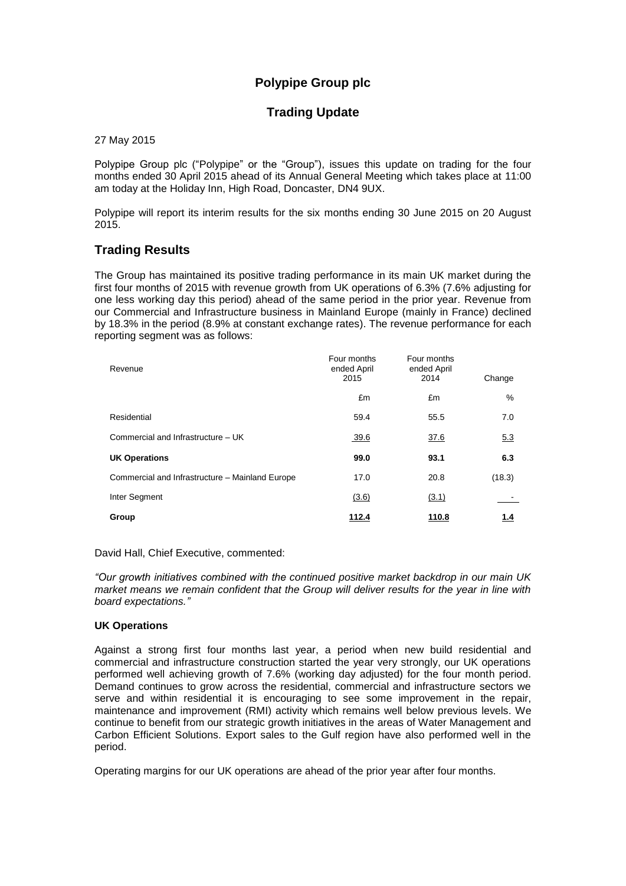# Polypipe Group plc

## Trading Update

27 May 2015

Polypipe Group plc ("Polypipe" or the "Group"), issues this update on trading for the four months ended 30 April 2015 ahead of its Annual General Meeting which takes place at 11:00 am today at the Holiday Inn, High Road, Doncaster, DN4 9UX.

Polypipe will report its interim results for the six months ending 30 June 2015 on 20 August 2015.

## Trading Results

The Group has maintained its positive trading performance in its main UK market during the first four months of 2015 with revenue growth from UK operations of 6.3% (7.6% adjusting for one less working day this period) ahead of the same period in the prior year. Revenue from our Commercial and Infrastructure business in Mainland Europe (mainly in France) declined by 18.3% in the period (8.9% at constant exchange rates). The revenue performance for each reporting segment was as follows:

| Revenue | Four months ended April 2015 | Four months ended April 2014 | Change |
|---|---|---|---|
| | £m | £m | % |
| Residential | 59.4 | 55.5 | 7.0 |
| Commercial and Infrastructure – UK | 39.6 | 37.6 | 5.3 |
| **UK Operations** | **99.0** | **93.1** | **6.3** |
| Commercial and Infrastructure – Mainland Europe | 17.0 | 20.8 | (18.3) |
| Inter Segment | (3.6) | (3.1) | - |
| **Group** | **112.4** | **110.8** | **1.4** |

David Hall, Chief Executive, commented:

*"Our growth initiatives combined with the continued positive market backdrop in our main UK market means we remain confident that the Group will deliver results for the year in line with board expectations."*

**UK Operations**

Against a strong first four months last year, a period when new build residential and commercial and infrastructure construction started the year very strongly, our UK operations performed well achieving growth of 7.6% (working day adjusted) for the four month period. Demand continues to grow across the residential, commercial and infrastructure sectors we serve and within residential it is encouraging to see some improvement in the repair, maintenance and improvement (RMI) activity which remains well below previous levels. We continue to benefit from our strategic growth initiatives in the areas of Water Management and Carbon Efficient Solutions. Export sales to the Gulf region have also performed well in the period.

Operating margins for our UK operations are ahead of the prior year after four months.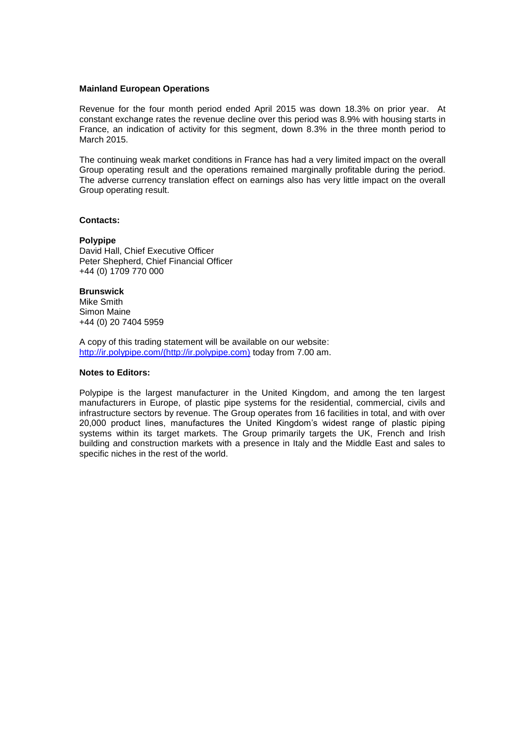**Mainland European Operations**

Revenue for the four month period ended April 2015 was down 18.3% on prior year. At constant exchange rates the revenue decline over this period was 8.9% with housing starts in France, an indication of activity for this segment, down 8.3% in the three month period to March 2015.

The continuing weak market conditions in France has had a very limited impact on the overall Group operating result and the operations remained marginally profitable during the period. The adverse currency translation effect on earnings also has very little impact on the overall Group operating result.

**Contacts:**

**Polypipe**
David Hall, Chief Executive Officer
Peter Shepherd, Chief Financial Officer
+44 (0) 1709 770 000

**Brunswick**
Mike Smith
Simon Maine
+44 (0) 20 7404 5959

A copy of this trading statement will be available on our website:
http://ir.polypipe.com/(http://ir.polypipe.com) today from 7.00 am.

**Notes to Editors:**

Polypipe is the largest manufacturer in the United Kingdom, and among the ten largest manufacturers in Europe, of plastic pipe systems for the residential, commercial, civils and infrastructure sectors by revenue. The Group operates from 16 facilities in total, and with over 20,000 product lines, manufactures the United Kingdom's widest range of plastic piping systems within its target markets. The Group primarily targets the UK, French and Irish building and construction markets with a presence in Italy and the Middle East and sales to specific niches in the rest of the world.